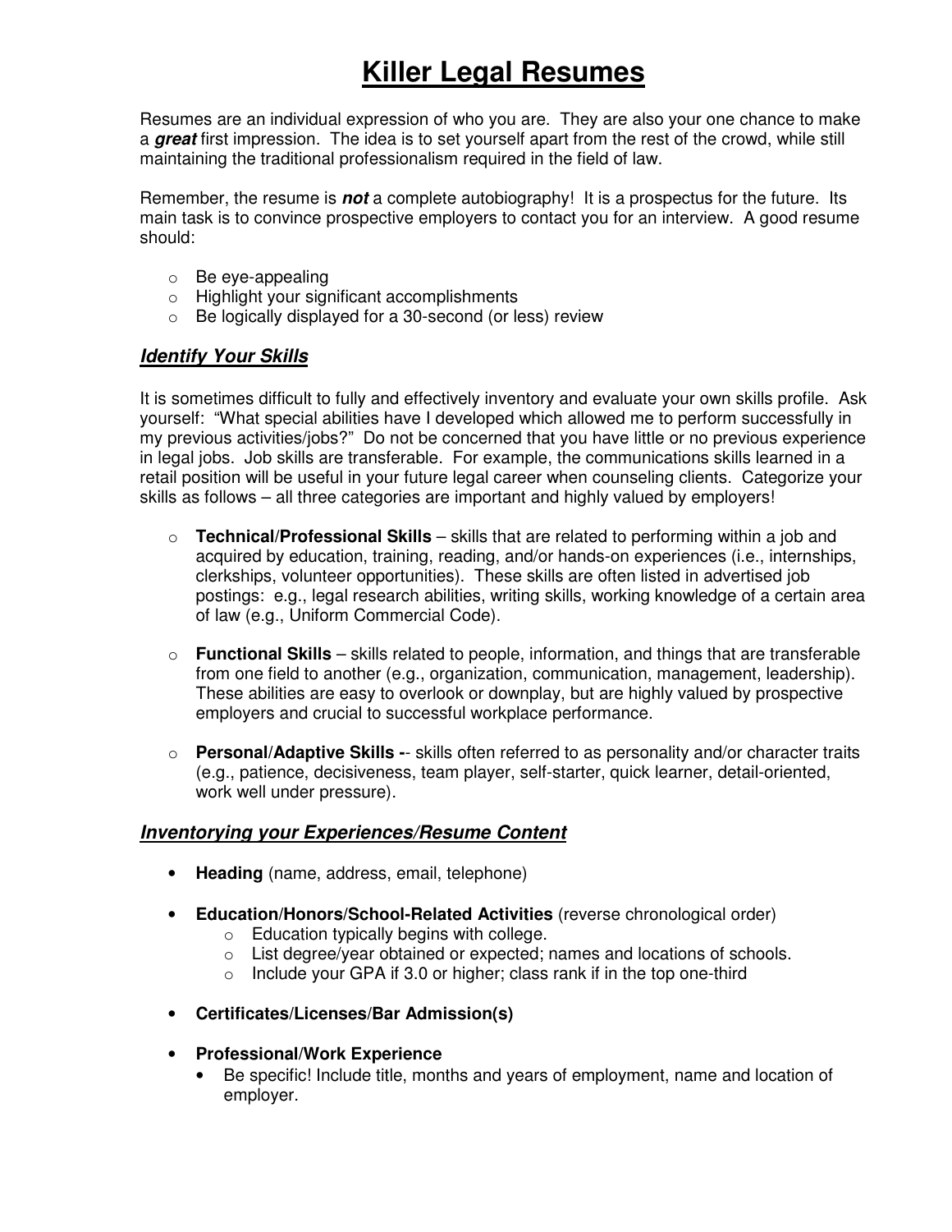# Killer Legal Resumes

Resumes are an individual expression of who you are. They are also your one chance to make a ***great*** first impression. The idea is to set yourself apart from the rest of the crowd, while still maintaining the traditional professionalism required in the field of law.

Remember, the resume is ***not*** a complete autobiography! It is a prospectus for the future. Its main task is to convince prospective employers to contact you for an interview. A good resume should:

- Be eye-appealing
- Highlight your significant accomplishments
- Be logically displayed for a 30-second (or less) review

## ***Identify Your Skills***

It is sometimes difficult to fully and effectively inventory and evaluate your own skills profile. Ask yourself: "What special abilities have I developed which allowed me to perform successfully in my previous activities/jobs?" Do not be concerned that you have little or no previous experience in legal jobs. Job skills are transferable. For example, the communications skills learned in a retail position will be useful in your future legal career when counseling clients. Categorize your skills as follows – all three categories are important and highly valued by employers!

- **Technical/Professional Skills** – skills that are related to performing within a job and acquired by education, training, reading, and/or hands-on experiences (i.e., internships, clerkships, volunteer opportunities). These skills are often listed in advertised job postings: e.g., legal research abilities, writing skills, working knowledge of a certain area of law (e.g., Uniform Commercial Code).

- **Functional Skills** – skills related to people, information, and things that are transferable from one field to another (e.g., organization, communication, management, leadership). These abilities are easy to overlook or downplay, but are highly valued by prospective employers and crucial to successful workplace performance.

- **Personal/Adaptive Skills** -- skills often referred to as personality and/or character traits (e.g., patience, decisiveness, team player, self-starter, quick learner, detail-oriented, work well under pressure).

## ***Inventorying your Experiences/Resume Content***

- **Heading** (name, address, email, telephone)

- **Education/Honors/School-Related Activities** (reverse chronological order)
  - Education typically begins with college.
  - List degree/year obtained or expected; names and locations of schools.
  - Include your GPA if 3.0 or higher; class rank if in the top one-third

- **Certificates/Licenses/Bar Admission(s)**

- **Professional/Work Experience**
  - Be specific! Include title, months and years of employment, name and location of employer.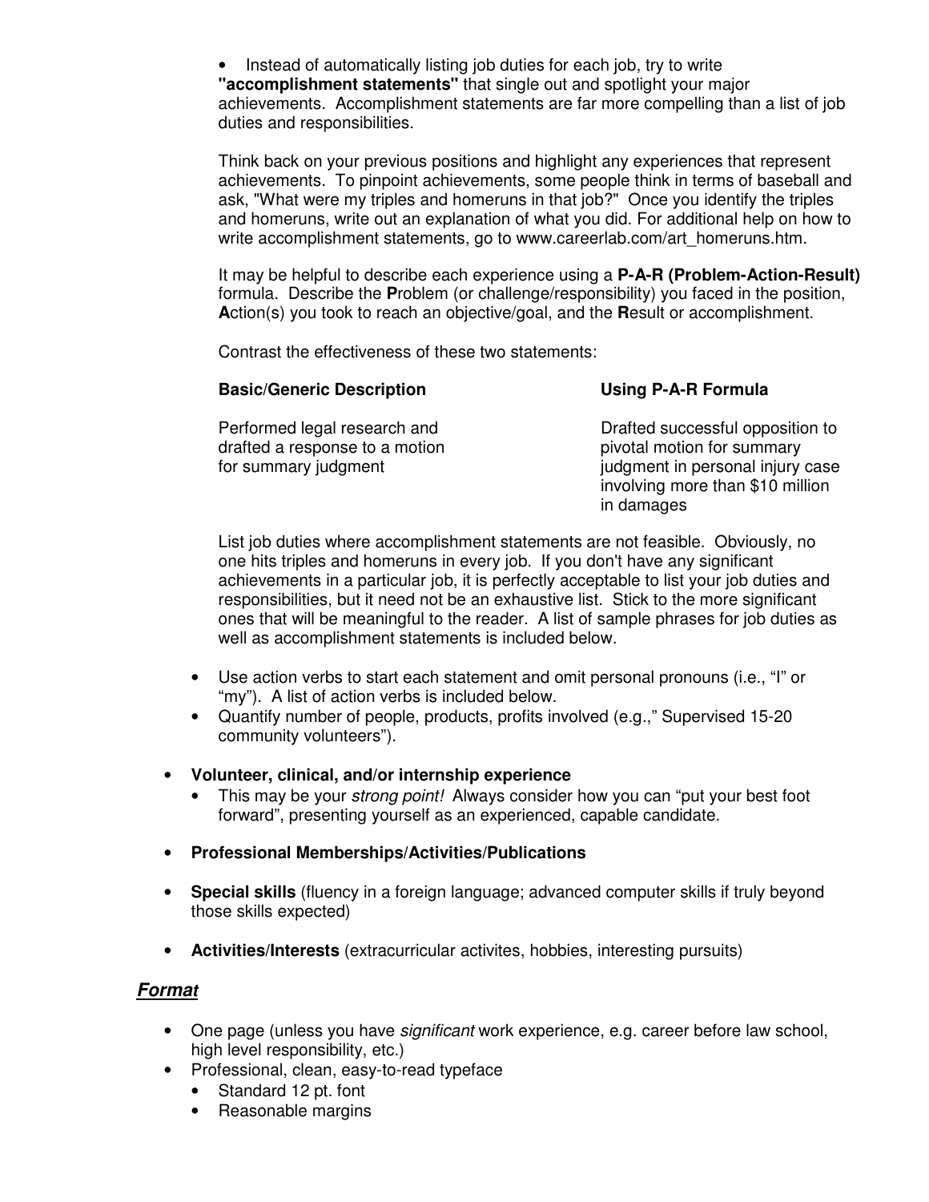- Instead of automatically listing job duties for each job, try to write **"accomplishment statements"** that single out and spotlight your major achievements. Accomplishment statements are far more compelling than a list of job duties and responsibilities.

  Think back on your previous positions and highlight any experiences that represent achievements. To pinpoint achievements, some people think in terms of baseball and ask, "What were my triples and homeruns in that job?" Once you identify the triples and homeruns, write out an explanation of what you did. For additional help on how to write accomplishment statements, go to www.careerlab.com/art_homeruns.htm.

  It may be helpful to describe each experience using a **P-A-R (Problem-Action-Result)** formula. Describe the **P**roblem (or challenge/responsibility) you faced in the position, **A**ction(s) you took to reach an objective/goal, and the **R**esult or accomplishment.

  Contrast the effectiveness of these two statements:

  | **Basic/Generic Description** | **Using P-A-R Formula** |
  | --- | --- |
  | Performed legal research and drafted a response to a motion for summary judgment | Drafted successful opposition to pivotal motion for summary judgment in personal injury case involving more than $10 million in damages |

  List job duties where accomplishment statements are not feasible. Obviously, no one hits triples and homeruns in every job. If you don't have any significant achievements in a particular job, it is perfectly acceptable to list your job duties and responsibilities, but it need not be an exhaustive list. Stick to the more significant ones that will be meaningful to the reader. A list of sample phrases for job duties as well as accomplishment statements is included below.

- Use action verbs to start each statement and omit personal pronouns (i.e., "I" or "my"). A list of action verbs is included below.
- Quantify number of people, products, profits involved (e.g.," Supervised 15-20 community volunteers").

- **Volunteer, clinical, and/or internship experience**
  - This may be your *strong point!* Always consider how you can "put your best foot forward", presenting yourself as an experienced, capable candidate.
- **Professional Memberships/Activities/Publications**
- **Special skills** (fluency in a foreign language; advanced computer skills if truly beyond those skills expected)
- **Activities/Interests** (extracurricular activites, hobbies, interesting pursuits)

## ***Format***

- One page (unless you have *significant* work experience, e.g. career before law school, high level responsibility, etc.)
- Professional, clean, easy-to-read typeface
  - Standard 12 pt. font
  - Reasonable margins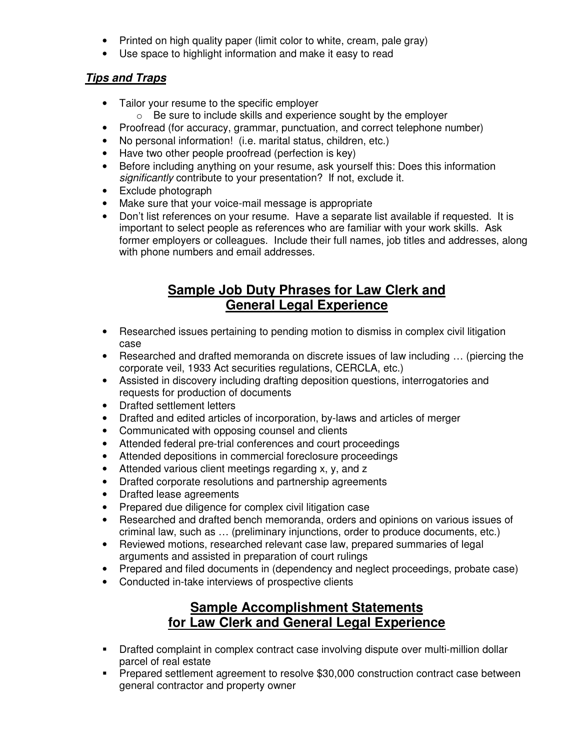- Printed on high quality paper (limit color to white, cream, pale gray)
- Use space to highlight information and make it easy to read

***Tips and Traps***

- Tailor your resume to the specific employer
  - Be sure to include skills and experience sought by the employer
- Proofread (for accuracy, grammar, punctuation, and correct telephone number)
- No personal information! (i.e. marital status, children, etc.)
- Have two other people proofread (perfection is key)
- Before including anything on your resume, ask yourself this: Does this information *significantly* contribute to your presentation? If not, exclude it.
- Exclude photograph
- Make sure that your voice-mail message is appropriate
- Don't list references on your resume. Have a separate list available if requested. It is important to select people as references who are familiar with your work skills. Ask former employers or colleagues. Include their full names, job titles and addresses, along with phone numbers and email addresses.

## Sample Job Duty Phrases for Law Clerk and General Legal Experience

- Researched issues pertaining to pending motion to dismiss in complex civil litigation case
- Researched and drafted memoranda on discrete issues of law including … (piercing the corporate veil, 1933 Act securities regulations, CERCLA, etc.)
- Assisted in discovery including drafting deposition questions, interrogatories and requests for production of documents
- Drafted settlement letters
- Drafted and edited articles of incorporation, by-laws and articles of merger
- Communicated with opposing counsel and clients
- Attended federal pre-trial conferences and court proceedings
- Attended depositions in commercial foreclosure proceedings
- Attended various client meetings regarding x, y, and z
- Drafted corporate resolutions and partnership agreements
- Drafted lease agreements
- Prepared due diligence for complex civil litigation case
- Researched and drafted bench memoranda, orders and opinions on various issues of criminal law, such as … (preliminary injunctions, order to produce documents, etc.)
- Reviewed motions, researched relevant case law, prepared summaries of legal arguments and assisted in preparation of court rulings
- Prepared and filed documents in (dependency and neglect proceedings, probate case)
- Conducted in-take interviews of prospective clients

## Sample Accomplishment Statements for Law Clerk and General Legal Experience

- Drafted complaint in complex contract case involving dispute over multi-million dollar parcel of real estate
- Prepared settlement agreement to resolve $30,000 construction contract case between general contractor and property owner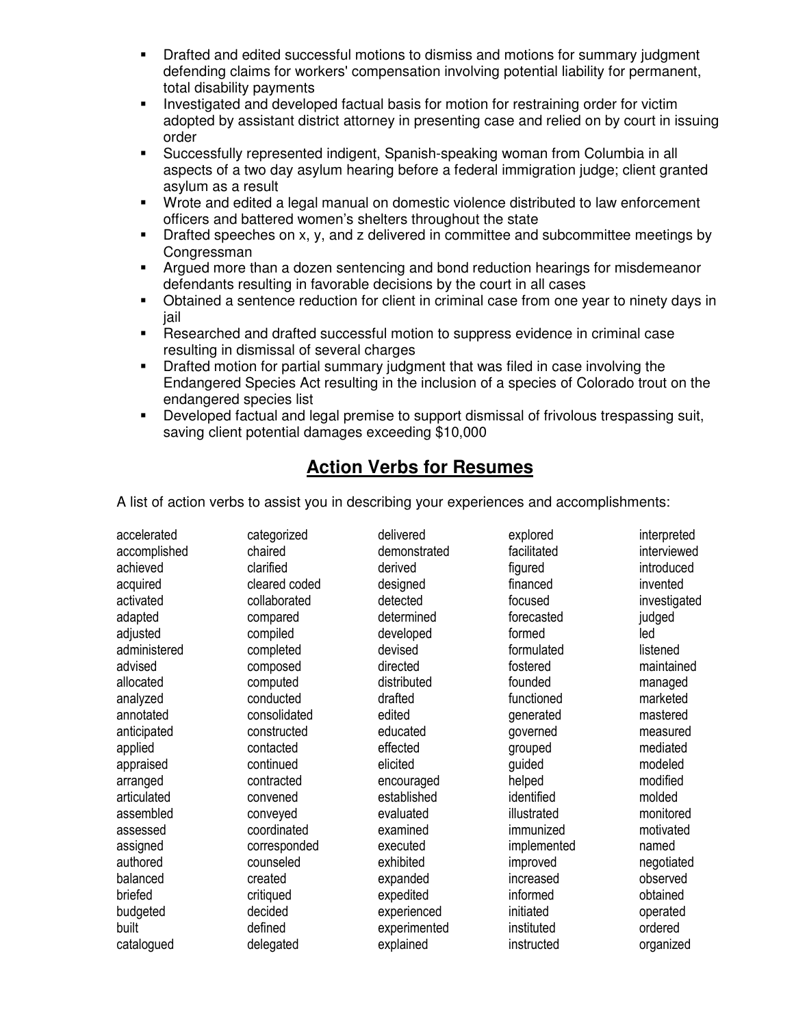- Drafted and edited successful motions to dismiss and motions for summary judgment defending claims for workers' compensation involving potential liability for permanent, total disability payments
- Investigated and developed factual basis for motion for restraining order for victim adopted by assistant district attorney in presenting case and relied on by court in issuing order
- Successfully represented indigent, Spanish-speaking woman from Columbia in all aspects of a two day asylum hearing before a federal immigration judge; client granted asylum as a result
- Wrote and edited a legal manual on domestic violence distributed to law enforcement officers and battered women's shelters throughout the state
- Drafted speeches on x, y, and z delivered in committee and subcommittee meetings by Congressman
- Argued more than a dozen sentencing and bond reduction hearings for misdemeanor defendants resulting in favorable decisions by the court in all cases
- Obtained a sentence reduction for client in criminal case from one year to ninety days in jail
- Researched and drafted successful motion to suppress evidence in criminal case resulting in dismissal of several charges
- Drafted motion for partial summary judgment that was filed in case involving the Endangered Species Act resulting in the inclusion of a species of Colorado trout on the endangered species list
- Developed factual and legal premise to support dismissal of frivolous trespassing suit, saving client potential damages exceeding $10,000

## Action Verbs for Resumes

A list of action verbs to assist you in describing your experiences and accomplishments:

| | | | | |
|---|---|---|---|---|
| accelerated | categorized | delivered | explored | interpreted |
| accomplished | chaired | demonstrated | facilitated | interviewed |
| achieved | clarified | derived | figured | introduced |
| acquired | cleared coded | designed | financed | invented |
| activated | collaborated | detected | focused | investigated |
| adapted | compared | determined | forecasted | judged |
| adjusted | compiled | developed | formed | led |
| administered | completed | devised | formulated | listened |
| advised | composed | directed | fostered | maintained |
| allocated | computed | distributed | founded | managed |
| analyzed | conducted | drafted | functioned | marketed |
| annotated | consolidated | edited | generated | mastered |
| anticipated | constructed | educated | governed | measured |
| applied | contacted | effected | grouped | mediated |
| appraised | continued | elicited | guided | modeled |
| arranged | contracted | encouraged | helped | modified |
| articulated | convened | established | identified | molded |
| assembled | conveyed | evaluated | illustrated | monitored |
| assessed | coordinated | examined | immunized | motivated |
| assigned | corresponded | executed | implemented | named |
| authored | counseled | exhibited | improved | negotiated |
| balanced | created | expanded | increased | observed |
| briefed | critiqued | expedited | informed | obtained |
| budgeted | decided | experienced | initiated | operated |
| built | defined | experimented | instituted | ordered |
| catalogued | delegated | explained | instructed | organized |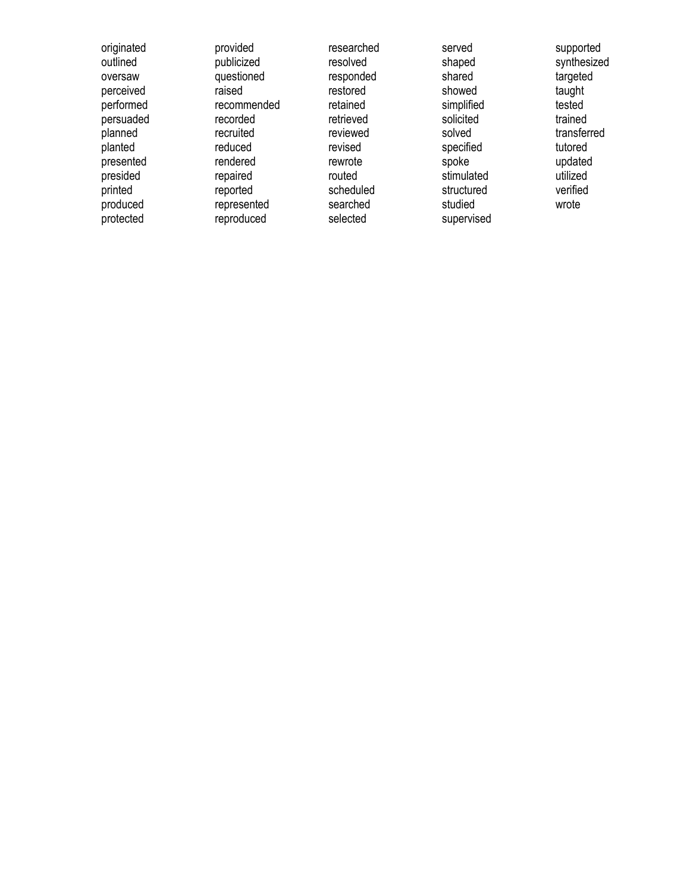originated
outlined
oversaw
perceived
performed
persuaded
planned
planted
presented
presided
printed
produced
protected

provided
publicized
questioned
raised
recommended
recorded
recruited
reduced
rendered
repaired
reported
represented
reproduced

researched
resolved
responded
restored
retained
retrieved
reviewed
revised
rewrote
routed
scheduled
searched
selected

served
shaped
shared
showed
simplified
solicited
solved
specified
spoke
stimulated
structured
studied
supervised

supported
synthesized
targeted
taught
tested
trained
transferred
tutored
updated
utilized
verified
wrote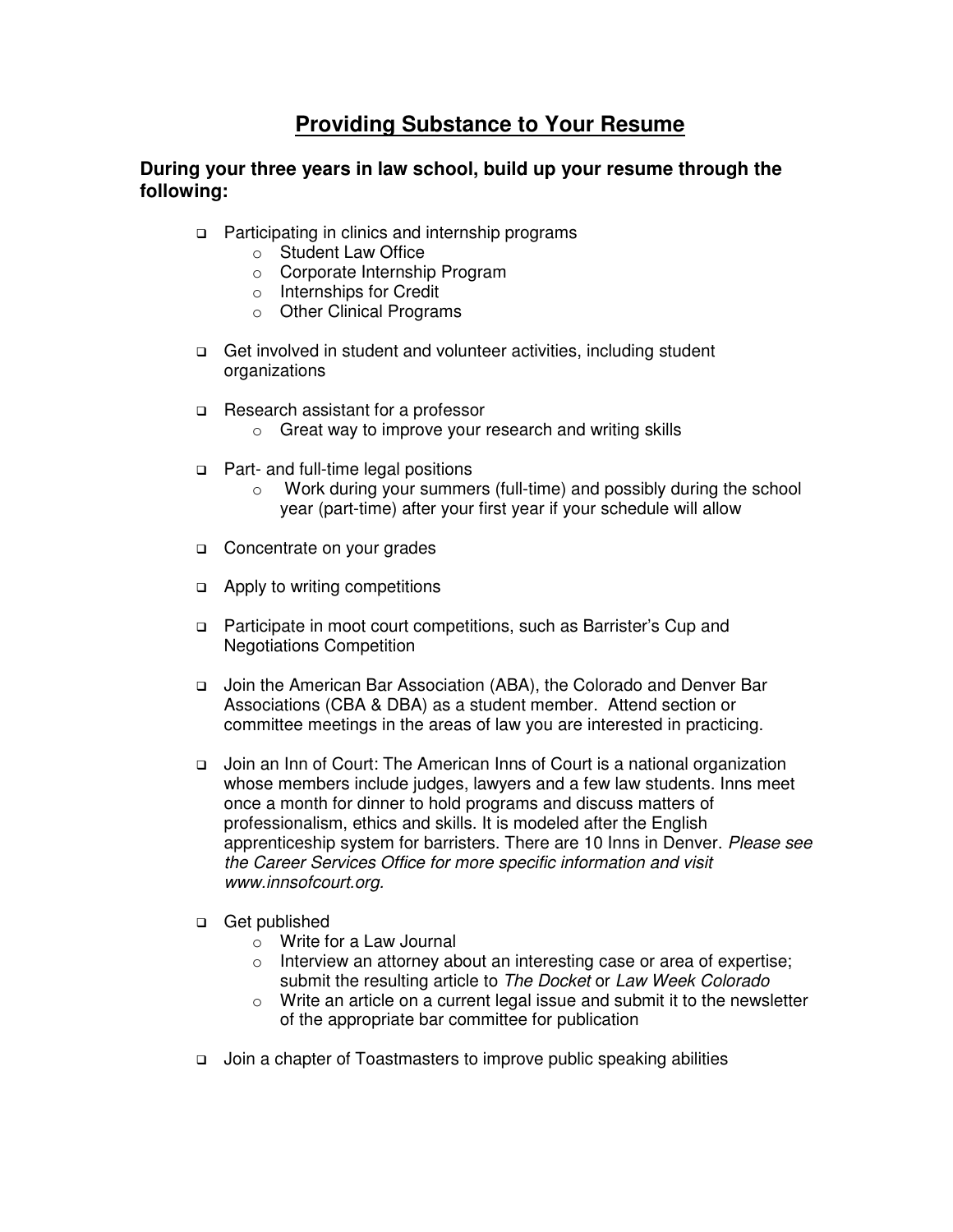# Providing Substance to Your Resume

**During your three years in law school, build up your resume through the following:**

- Participating in clinics and internship programs
  - Student Law Office
  - Corporate Internship Program
  - Internships for Credit
  - Other Clinical Programs

- Get involved in student and volunteer activities, including student organizations

- Research assistant for a professor
  - Great way to improve your research and writing skills

- Part- and full-time legal positions
  - Work during your summers (full-time) and possibly during the school year (part-time) after your first year if your schedule will allow

- Concentrate on your grades

- Apply to writing competitions

- Participate in moot court competitions, such as Barrister's Cup and Negotiations Competition

- Join the American Bar Association (ABA), the Colorado and Denver Bar Associations (CBA & DBA) as a student member. Attend section or committee meetings in the areas of law you are interested in practicing.

- Join an Inn of Court: The American Inns of Court is a national organization whose members include judges, lawyers and a few law students. Inns meet once a month for dinner to hold programs and discuss matters of professionalism, ethics and skills. It is modeled after the English apprenticeship system for barristers. There are 10 Inns in Denver. *Please see the Career Services Office for more specific information and visit www.innsofcourt.org.*

- Get published
  - Write for a Law Journal
  - Interview an attorney about an interesting case or area of expertise; submit the resulting article to *The Docket* or *Law Week Colorado*
  - Write an article on a current legal issue and submit it to the newsletter of the appropriate bar committee for publication

- Join a chapter of Toastmasters to improve public speaking abilities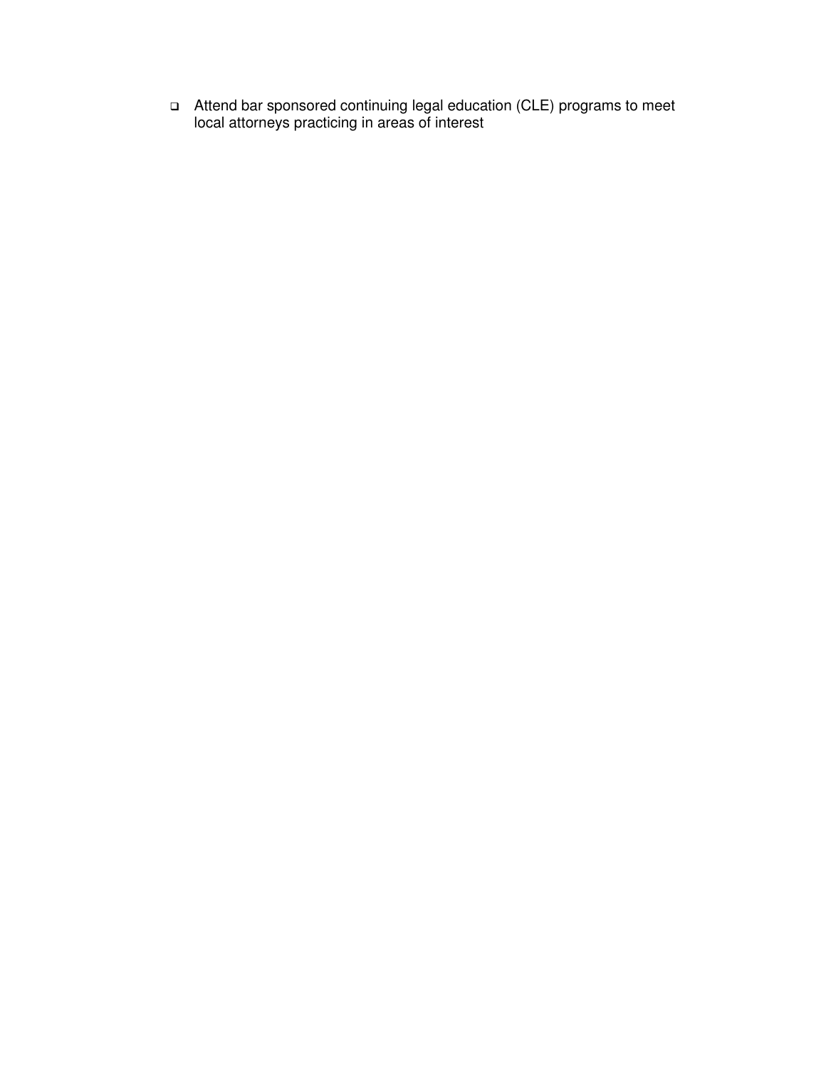- Attend bar sponsored continuing legal education (CLE) programs to meet local attorneys practicing in areas of interest